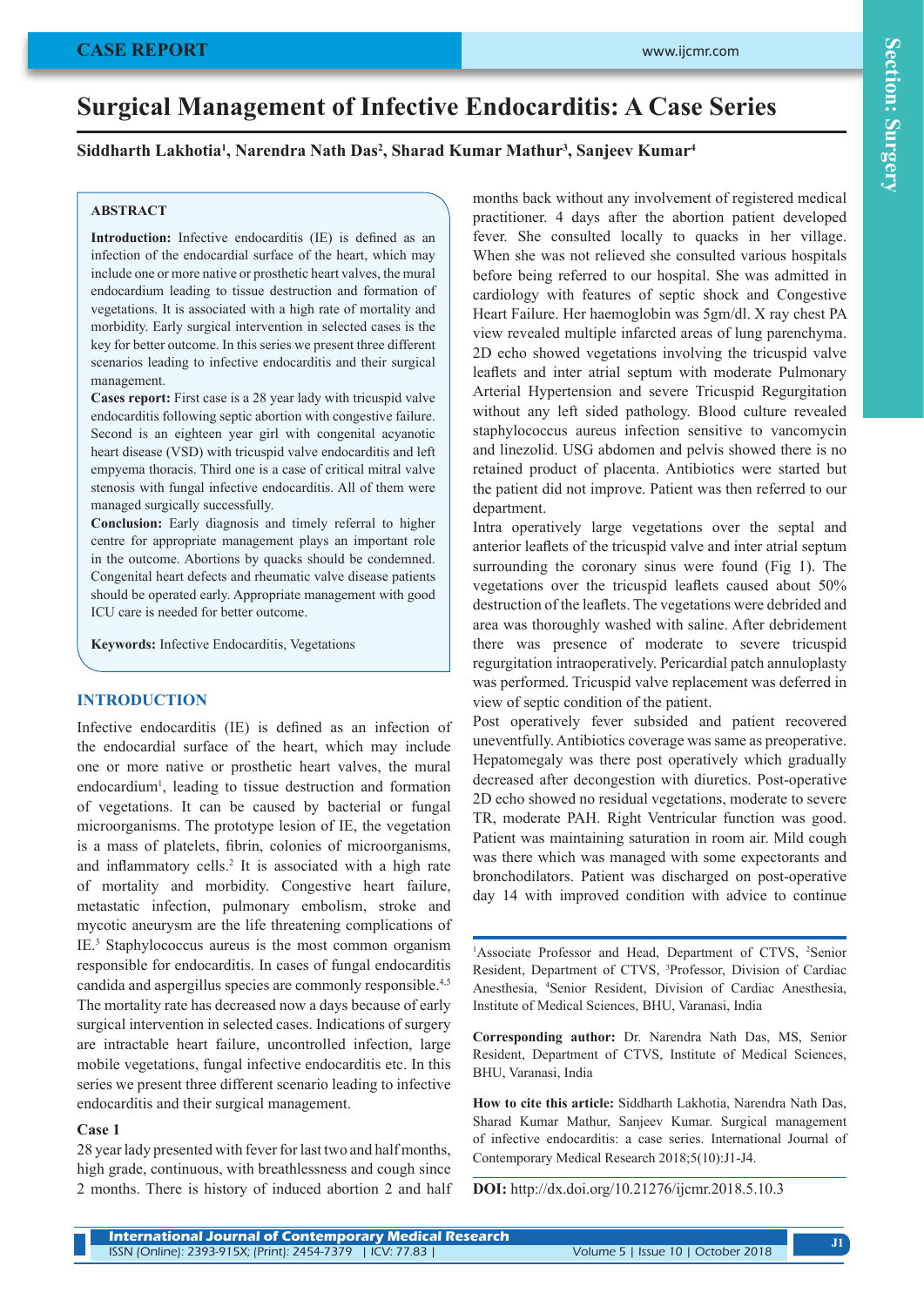# Surgical Management of Infective Endocarditis: A Case Series

**Siddharth Lakhotia[1], Narendra Nath Das[2], Sharad Kumar Mathur[3], Sanjeev Kumar[4]**

## ABSTRACT

**Introduction:** Infective endocarditis (IE) is defined as an infection of the endocardial surface of the heart, which may include one or more native or prosthetic heart valves, the mural endocardium leading to tissue destruction and formation of vegetations. It is associated with a high rate of mortality and morbidity. Early surgical intervention in selected cases is the key for better outcome. In this series we present three different scenarios leading to infective endocarditis and their surgical management.

**Cases report:** First case is a 28 year lady with tricuspid valve endocarditis following septic abortion with congestive failure. Second is an eighteen year girl with congenital acyanotic heart disease (VSD) with tricuspid valve endocarditis and left empyema thoracis. Third one is a case of critical mitral valve stenosis with fungal infective endocarditis. All of them were managed surgically successfully.

**Conclusion:** Early diagnosis and timely referral to higher centre for appropriate management plays an important role in the outcome. Abortions by quacks should be condemned. Congenital heart defects and rheumatic valve disease patients should be operated early. Appropriate management with good ICU care is needed for better outcome.

**Keywords:** Infective Endocarditis, Vegetations

## INTRODUCTION

Infective endocarditis (IE) is defined as an infection of the endocardial surface of the heart, which may include one or more native or prosthetic heart valves, the mural endocardium[1], leading to tissue destruction and formation of vegetations. It can be caused by bacterial or fungal microorganisms. The prototype lesion of IE, the vegetation is a mass of platelets, fibrin, colonies of microorganisms, and inflammatory cells.[2] It is associated with a high rate of mortality and morbidity. Congestive heart failure, metastatic infection, pulmonary embolism, stroke and mycotic aneurysm are the life threatening complications of IE.[3] Staphylococcus aureus is the most common organism responsible for endocarditis. In cases of fungal endocarditis candida and aspergillus species are commonly responsible.[4,5] The mortality rate has decreased now a days because of early surgical intervention in selected cases. Indications of surgery are intractable heart failure, uncontrolled infection, large mobile vegetations, fungal infective endocarditis etc. In this series we present three different scenario leading to infective endocarditis and their surgical management.

### Case 1

28 year lady presented with fever for last two and half months, high grade, continuous, with breathlessness and cough since 2 months. There is history of induced abortion 2 and half months back without any involvement of registered medical practitioner. 4 days after the abortion patient developed fever. She consulted locally to quacks in her village. When she was not relieved she consulted various hospitals before being referred to our hospital. She was admitted in cardiology with features of septic shock and Congestive Heart Failure. Her haemoglobin was 5gm/dl. X ray chest PA view revealed multiple infarcted areas of lung parenchyma. 2D echo showed vegetations involving the tricuspid valve leaflets and inter atrial septum with moderate Pulmonary Arterial Hypertension and severe Tricuspid Regurgitation without any left sided pathology. Blood culture revealed staphylococcus aureus infection sensitive to vancomycin and linezolid. USG abdomen and pelvis showed there is no retained product of placenta. Antibiotics were started but the patient did not improve. Patient was then referred to our department.

Intra operatively large vegetations over the septal and anterior leaflets of the tricuspid valve and inter atrial septum surrounding the coronary sinus were found (Fig 1). The vegetations over the tricuspid leaflets caused about 50% destruction of the leaflets. The vegetations were debrided and area was thoroughly washed with saline. After debridement there was presence of moderate to severe tricuspid regurgitation intraoperatively. Pericardial patch annuloplasty was performed. Tricuspid valve replacement was deferred in view of septic condition of the patient.

Post operatively fever subsided and patient recovered uneventfully. Antibiotics coverage was same as preoperative. Hepatomegaly was there post operatively which gradually decreased after decongestion with diuretics. Post-operative 2D echo showed no residual vegetations, moderate to severe TR, moderate PAH. Right Ventricular function was good. Patient was maintaining saturation in room air. Mild cough was there which was managed with some expectorants and bronchodilators. Patient was discharged on post-operative day 14 with improved condition with advice to continue

---

[1]Associate Professor and Head, Department of CTVS, [2]Senior Resident, Department of CTVS, [3]Professor, Division of Cardiac Anesthesia, [4]Senior Resident, Division of Cardiac Anesthesia, Institute of Medical Sciences, BHU, Varanasi, India

**Corresponding author:** Dr. Narendra Nath Das, MS, Senior Resident, Department of CTVS, Institute of Medical Sciences, BHU, Varanasi, India

**How to cite this article:** Siddharth Lakhotia, Narendra Nath Das, Sharad Kumar Mathur, Sanjeev Kumar. Surgical management of infective endocarditis: a case series. International Journal of Contemporary Medical Research 2018;5(10):J1-J4.

**DOI:** http://dx.doi.org/10.21276/ijcmr.2018.5.10.3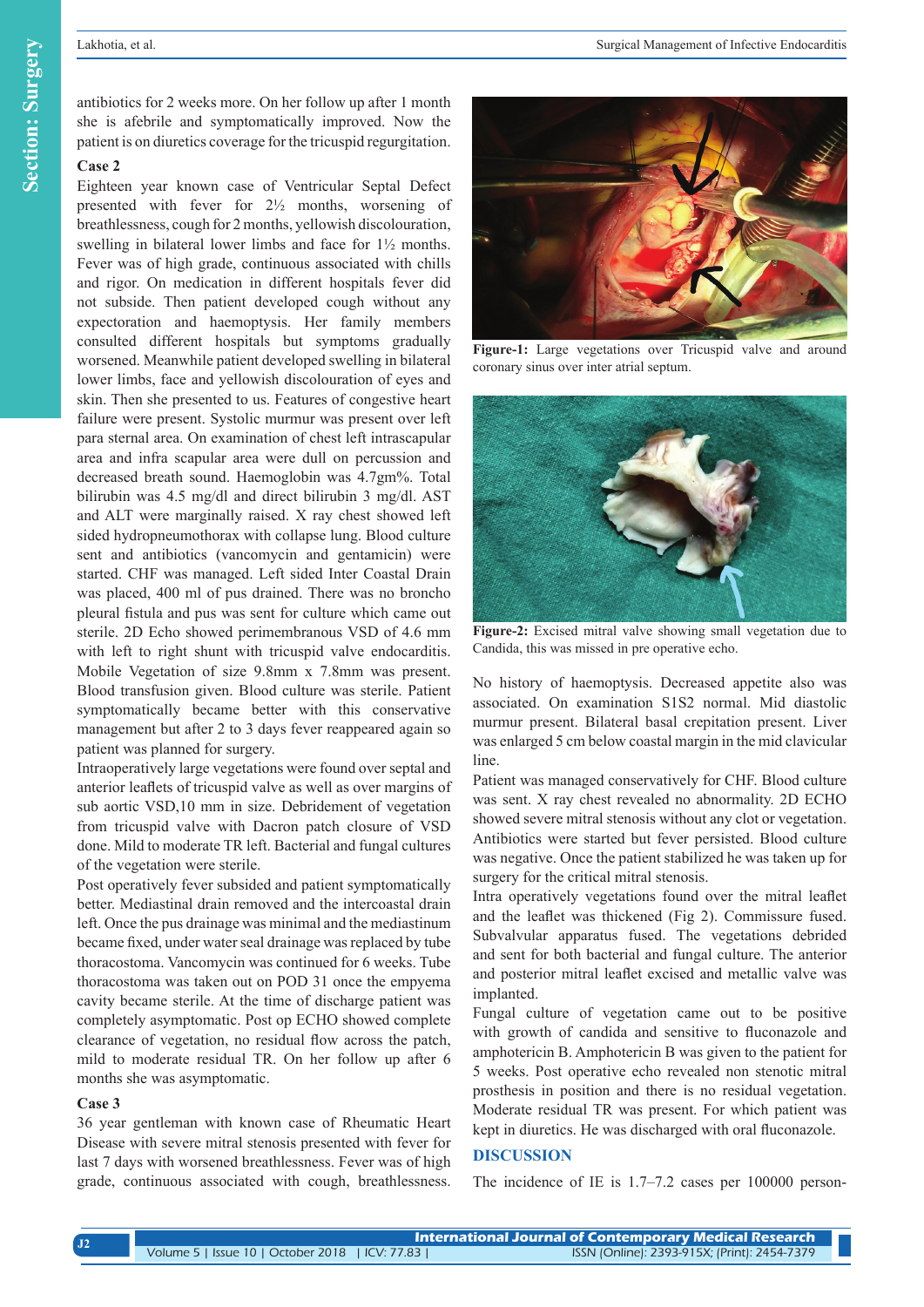antibiotics for 2 weeks more. On her follow up after 1 month she is afebrile and symptomatically improved. Now the patient is on diuretics coverage for the tricuspid regurgitation.

### Case 2

Eighteen year known case of Ventricular Septal Defect presented with fever for 2½ months, worsening of breathlessness, cough for 2 months, yellowish discolouration, swelling in bilateral lower limbs and face for 1½ months. Fever was of high grade, continuous associated with chills and rigor. On medication in different hospitals fever did not subside. Then patient developed cough without any expectoration and haemoptysis. Her family members consulted different hospitals but symptoms gradually worsened. Meanwhile patient developed swelling in bilateral lower limbs, face and yellowish discolouration of eyes and skin. Then she presented to us. Features of congestive heart failure were present. Systolic murmur was present over left para sternal area. On examination of chest left intrascapular area and infra scapular area were dull on percussion and decreased breath sound. Haemoglobin was 4.7gm%. Total bilirubin was 4.5 mg/dl and direct bilirubin 3 mg/dl. AST and ALT were marginally raised. X ray chest showed left sided hydropneumothorax with collapse lung. Blood culture sent and antibiotics (vancomycin and gentamicin) were started. CHF was managed. Left sided Inter Coastal Drain was placed, 400 ml of pus drained. There was no broncho pleural fistula and pus was sent for culture which came out sterile. 2D Echo showed perimembranous VSD of 4.6 mm with left to right shunt with tricuspid valve endocarditis. Mobile Vegetation of size 9.8mm x 7.8mm was present. Blood transfusion given. Blood culture was sterile. Patient symptomatically became better with this conservative management but after 2 to 3 days fever reappeared again so patient was planned for surgery.

Intraoperatively large vegetations were found over septal and anterior leaflets of tricuspid valve as well as over margins of sub aortic VSD,10 mm in size. Debridement of vegetation from tricuspid valve with Dacron patch closure of VSD done. Mild to moderate TR left. Bacterial and fungal cultures of the vegetation were sterile.

Post operatively fever subsided and patient symptomatically better. Mediastinal drain removed and the intercoastal drain left. Once the pus drainage was minimal and the mediastinum became fixed, under water seal drainage was replaced by tube thoracostoma. Vancomycin was continued for 6 weeks. Tube thoracostoma was taken out on POD 31 once the empyema cavity became sterile. At the time of discharge patient was completely asymptomatic. Post op ECHO showed complete clearance of vegetation, no residual flow across the patch, mild to moderate residual TR. On her follow up after 6 months she was asymptomatic.

### Case 3

36 year gentleman with known case of Rheumatic Heart Disease with severe mitral stenosis presented with fever for last 7 days with worsened breathlessness. Fever was of high grade, continuous associated with cough, breathlessness.

Figure-1: Large vegetations over Tricuspid valve and around coronary sinus over inter atrial septum.

Figure-2: Excised mitral valve showing small vegetation due to Candida, this was missed in pre operative echo.

No history of haemoptysis. Decreased appetite also was associated. On examination S1S2 normal. Mid diastolic murmur present. Bilateral basal crepitation present. Liver was enlarged 5 cm below coastal margin in the mid clavicular line.

Patient was managed conservatively for CHF. Blood culture was sent. X ray chest revealed no abnormality. 2D ECHO showed severe mitral stenosis without any clot or vegetation. Antibiotics were started but fever persisted. Blood culture was negative. Once the patient stabilized he was taken up for surgery for the critical mitral stenosis.

Intra operatively vegetations found over the mitral leaflet and the leaflet was thickened (Fig 2). Commissure fused. Subvalvular apparatus fused. The vegetations debrided and sent for both bacterial and fungal culture. The anterior and posterior mitral leaflet excised and metallic valve was implanted.

Fungal culture of vegetation came out to be positive with growth of candida and sensitive to fluconazole and amphotericin B. Amphotericin B was given to the patient for 5 weeks. Post operative echo revealed non stenotic mitral prosthesis in position and there is no residual vegetation. Moderate residual TR was present. For which patient was kept in diuretics. He was discharged with oral fluconazole.

## DISCUSSION

The incidence of IE is 1.7–7.2 cases per 100000 person-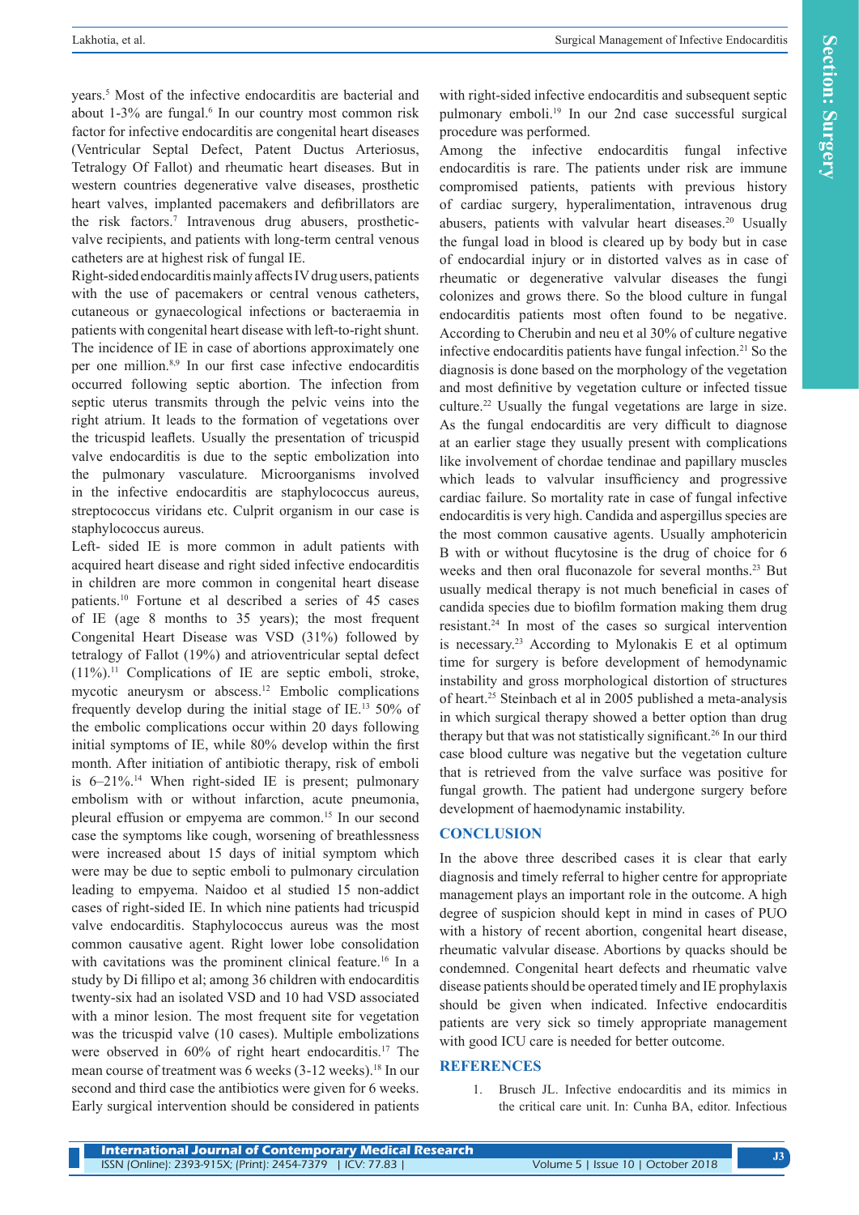years.[5] Most of the infective endocarditis are bacterial and about 1-3% are fungal.[6] In our country most common risk factor for infective endocarditis are congenital heart diseases (Ventricular Septal Defect, Patent Ductus Arteriosus, Tetralogy Of Fallot) and rheumatic heart diseases. But in western countries degenerative valve diseases, prosthetic heart valves, implanted pacemakers and defibrillators are the risk factors.[7] Intravenous drug abusers, prosthetic-valve recipients, and patients with long-term central venous catheters are at highest risk of fungal IE.

Right-sided endocarditis mainly affects IV drug users, patients with the use of pacemakers or central venous catheters, cutaneous or gynaecological infections or bacteraemia in patients with congenital heart disease with left-to-right shunt. The incidence of IE in case of abortions approximately one per one million.[8,9] In our first case infective endocarditis occurred following septic abortion. The infection from septic uterus transmits through the pelvic veins into the right atrium. It leads to the formation of vegetations over the tricuspid leaflets. Usually the presentation of tricuspid valve endocarditis is due to the septic embolization into the pulmonary vasculature. Microorganisms involved in the infective endocarditis are staphylococcus aureus, streptococcus viridans etc. Culprit organism in our case is staphylococcus aureus.

Left- sided IE is more common in adult patients with acquired heart disease and right sided infective endocarditis in children are more common in congenital heart disease patients.[10] Fortune et al described a series of 45 cases of IE (age 8 months to 35 years); the most frequent Congenital Heart Disease was VSD (31%) followed by tetralogy of Fallot (19%) and atrioventricular septal defect (11%).[11] Complications of IE are septic emboli, stroke, mycotic aneurysm or abscess.[12] Embolic complications frequently develop during the initial stage of IE.[13] 50% of the embolic complications occur within 20 days following initial symptoms of IE, while 80% develop within the first month. After initiation of antibiotic therapy, risk of emboli is 6–21%.[14] When right-sided IE is present; pulmonary embolism with or without infarction, acute pneumonia, pleural effusion or empyema are common.[15] In our second case the symptoms like cough, worsening of breathlessness were increased about 15 days of initial symptom which were may be due to septic emboli to pulmonary circulation leading to empyema. Naidoo et al studied 15 non-addict cases of right-sided IE. In which nine patients had tricuspid valve endocarditis. Staphylococcus aureus was the most common causative agent. Right lower lobe consolidation with cavitations was the prominent clinical feature.[16] In a study by Di fillipo et al; among 36 children with endocarditis twenty-six had an isolated VSD and 10 had VSD associated with a minor lesion. The most frequent site for vegetation was the tricuspid valve (10 cases). Multiple embolizations were observed in 60% of right heart endocarditis.[17] The mean course of treatment was 6 weeks (3-12 weeks).[18] In our second and third case the antibiotics were given for 6 weeks. Early surgical intervention should be considered in patients with right-sided infective endocarditis and subsequent septic pulmonary emboli.[19] In our 2nd case successful surgical procedure was performed.

Among the infective endocarditis fungal infective endocarditis is rare. The patients under risk are immune compromised patients, patients with previous history of cardiac surgery, hyperalimentation, intravenous drug abusers, patients with valvular heart diseases.[20] Usually the fungal load in blood is cleared up by body but in case of endocardial injury or in distorted valves as in case of rheumatic or degenerative valvular diseases the fungi colonizes and grows there. So the blood culture in fungal endocarditis patients most often found to be negative. According to Cherubin and neu et al 30% of culture negative infective endocarditis patients have fungal infection.[21] So the diagnosis is done based on the morphology of the vegetation and most definitive by vegetation culture or infected tissue culture.[22] Usually the fungal vegetations are large in size. As the fungal endocarditis are very difficult to diagnose at an earlier stage they usually present with complications like involvement of chordae tendinae and papillary muscles which leads to valvular insufficiency and progressive cardiac failure. So mortality rate in case of fungal infective endocarditis is very high. Candida and aspergillus species are the most common causative agents. Usually amphotericin B with or without flucytosine is the drug of choice for 6 weeks and then oral fluconazole for several months.[23] But usually medical therapy is not much beneficial in cases of candida species due to biofilm formation making them drug resistant.[24] In most of the cases so surgical intervention is necessary.[23] According to Mylonakis E et al optimum time for surgery is before development of hemodynamic instability and gross morphological distortion of structures of heart.[25] Steinbach et al in 2005 published a meta-analysis in which surgical therapy showed a better option than drug therapy but that was not statistically significant.[26] In our third case blood culture was negative but the vegetation culture that is retrieved from the valve surface was positive for fungal growth. The patient had undergone surgery before development of haemodynamic instability.

## CONCLUSION

In the above three described cases it is clear that early diagnosis and timely referral to higher centre for appropriate management plays an important role in the outcome. A high degree of suspicion should kept in mind in cases of PUO with a history of recent abortion, congenital heart disease, rheumatic valvular disease. Abortions by quacks should be condemned. Congenital heart defects and rheumatic valve disease patients should be operated timely and IE prophylaxis should be given when indicated. Infective endocarditis patients are very sick so timely appropriate management with good ICU care is needed for better outcome.

## REFERENCES

1. Brusch JL. Infective endocarditis and its mimics in the critical care unit. In: Cunha BA, editor. Infectious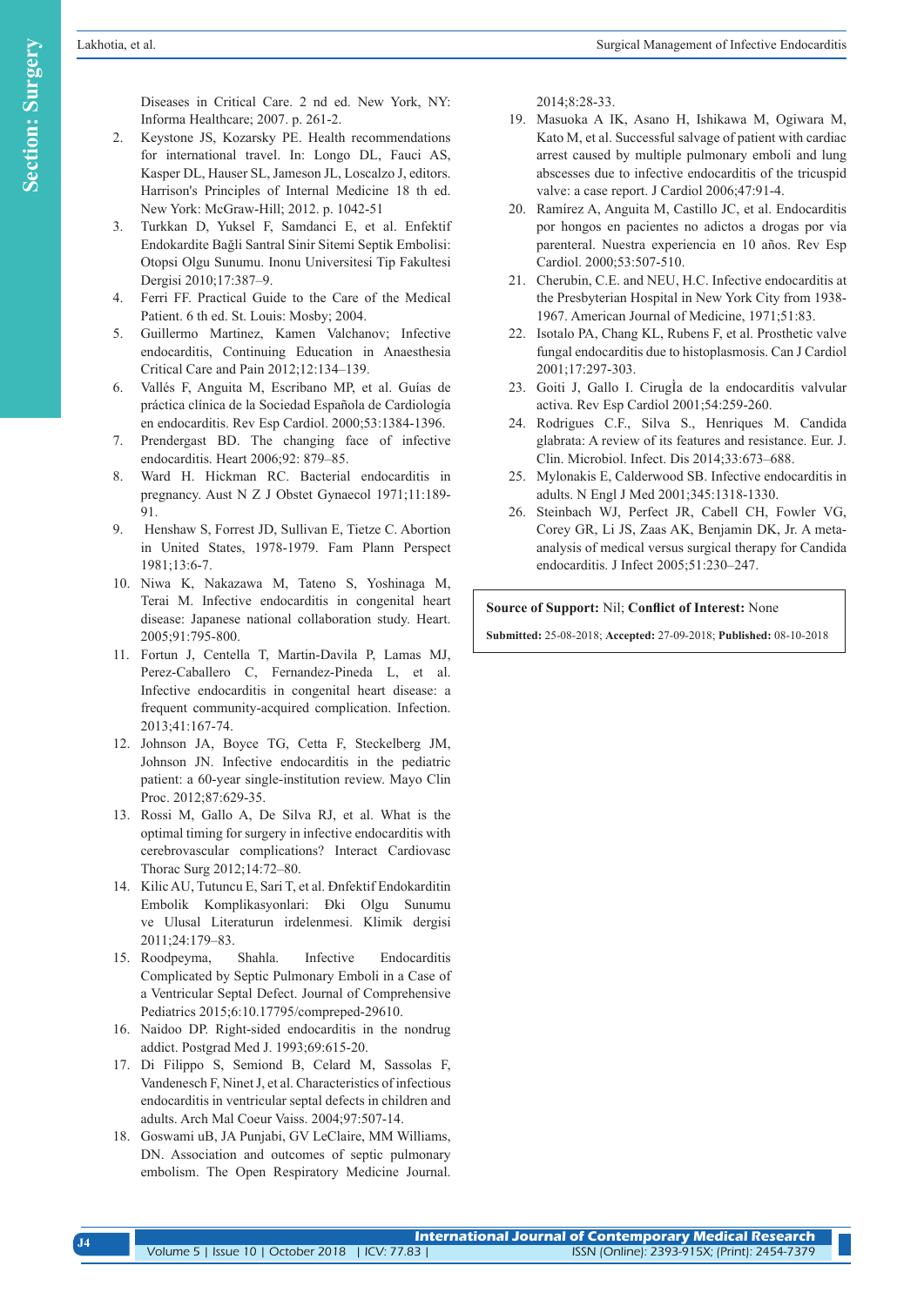Diseases in Critical Care. 2 nd ed. New York, NY: Informa Healthcare; 2007. p. 261-2.

2. Keystone JS, Kozarsky PE. Health recommendations for international travel. In: Longo DL, Fauci AS, Kasper DL, Hauser SL, Jameson JL, Loscalzo J, editors. Harrison's Principles of Internal Medicine 18 th ed. New York: McGraw-Hill; 2012. p. 1042-51
3. Turkkan D, Yuksel F, Samdanci E, et al. Enfektif Endokardite Bağli Santral Sinir Sitemi Septik Embolisi: Otopsi Olgu Sunumu. Inonu Universitesi Tip Fakultesi Dergisi 2010;17:387–9.
4. Ferri FF. Practical Guide to the Care of the Medical Patient. 6 th ed. St. Louis: Mosby; 2004.
5. Guillermo Martinez, Kamen Valchanov; Infective endocarditis, Continuing Education in Anaesthesia Critical Care and Pain 2012;12:134–139.
6. Vallés F, Anguita M, Escribano MP, et al. Guías de práctica clínica de la Sociedad Española de Cardiología en endocarditis. Rev Esp Cardiol. 2000;53:1384-1396.
7. Prendergast BD. The changing face of infective endocarditis. Heart 2006;92: 879–85.
8. Ward H. Hickman RC. Bacterial endocarditis in pregnancy. Aust N Z J Obstet Gynaecol 1971;11:189-91.
9. Henshaw S, Forrest JD, Sullivan E, Tietze C. Abortion in United States, 1978-1979. Fam Plann Perspect 1981;13:6-7.
10. Niwa K, Nakazawa M, Tateno S, Yoshinaga M, Terai M. Infective endocarditis in congenital heart disease: Japanese national collaboration study. Heart. 2005;91:795-800.
11. Fortun J, Centella T, Martin-Davila P, Lamas MJ, Perez-Caballero C, Fernandez-Pineda L, et al. Infective endocarditis in congenital heart disease: a frequent community-acquired complication. Infection. 2013;41:167-74.
12. Johnson JA, Boyce TG, Cetta F, Steckelberg JM, Johnson JN. Infective endocarditis in the pediatric patient: a 60-year single-institution review. Mayo Clin Proc. 2012;87:629-35.
13. Rossi M, Gallo A, De Silva RJ, et al. What is the optimal timing for surgery in infective endocarditis with cerebrovascular complications? Interact Cardiovasc Thorac Surg 2012;14:72–80.
14. Kilic AU, Tutuncu E, Sari T, et al. Đnfektif Endokarditin Embolik Komplikasyonlari: Đki Olgu Sunumu ve Ulusal Literaturun irdelenmesi. Klimik dergisi 2011;24:179–83.
15. Roodpeyma, Shahla. Infective Endocarditis Complicated by Septic Pulmonary Emboli in a Case of a Ventricular Septal Defect. Journal of Comprehensive Pediatrics 2015;6:10.17795/compreped-29610.
16. Naidoo DP. Right-sided endocarditis in the nondrug addict. Postgrad Med J. 1993;69:615-20.
17. Di Filippo S, Semiond B, Celard M, Sassolas F, Vandenesch F, Ninet J, et al. Characteristics of infectious endocarditis in ventricular septal defects in children and adults. Arch Mal Coeur Vaiss. 2004;97:507-14.
18. Goswami uB, JA Punjabi, GV LeClaire, MM Williams, DN. Association and outcomes of septic pulmonary embolism. The Open Respiratory Medicine Journal. 2014;8:28-33.
19. Masuoka A IK, Asano H, Ishikawa M, Ogiwara M, Kato M, et al. Successful salvage of patient with cardiac arrest caused by multiple pulmonary emboli and lung abscesses due to infective endocarditis of the tricuspid valve: a case report. J Cardiol 2006;47:91-4.
20. Ramírez A, Anguita M, Castillo JC, et al. Endocarditis por hongos en pacientes no adictos a drogas por vía parenteral. Nuestra experiencia en 10 años. Rev Esp Cardiol. 2000;53:507-510.
21. Cherubin, C.E. and NEU, H.C. Infective endocarditis at the Presbyterian Hospital in New York City from 1938-1967. American Journal of Medicine, 1971;51:83.
22. Isotalo PA, Chang KL, Rubens F, et al. Prosthetic valve fungal endocarditis due to histoplasmosis. Can J Cardiol 2001;17:297-303.
23. Goiti J, Gallo I. CirugÌa de la endocarditis valvular activa. Rev Esp Cardiol 2001;54:259-260.
24. Rodrigues C.F., Silva S., Henriques M. Candida glabrata: A review of its features and resistance. Eur. J. Clin. Microbiol. Infect. Dis 2014;33:673–688.
25. Mylonakis E, Calderwood SB. Infective endocarditis in adults. N Engl J Med 2001;345:1318-1330.
26. Steinbach WJ, Perfect JR, Cabell CH, Fowler VG, Corey GR, Li JS, Zaas AK, Benjamin DK, Jr. A meta-analysis of medical versus surgical therapy for Candida endocarditis. J Infect 2005;51:230–247.

**Source of Support:** Nil; **Conflict of Interest:** None

**Submitted:** 25-08-2018; **Accepted:** 27-09-2018; **Published:** 08-10-2018